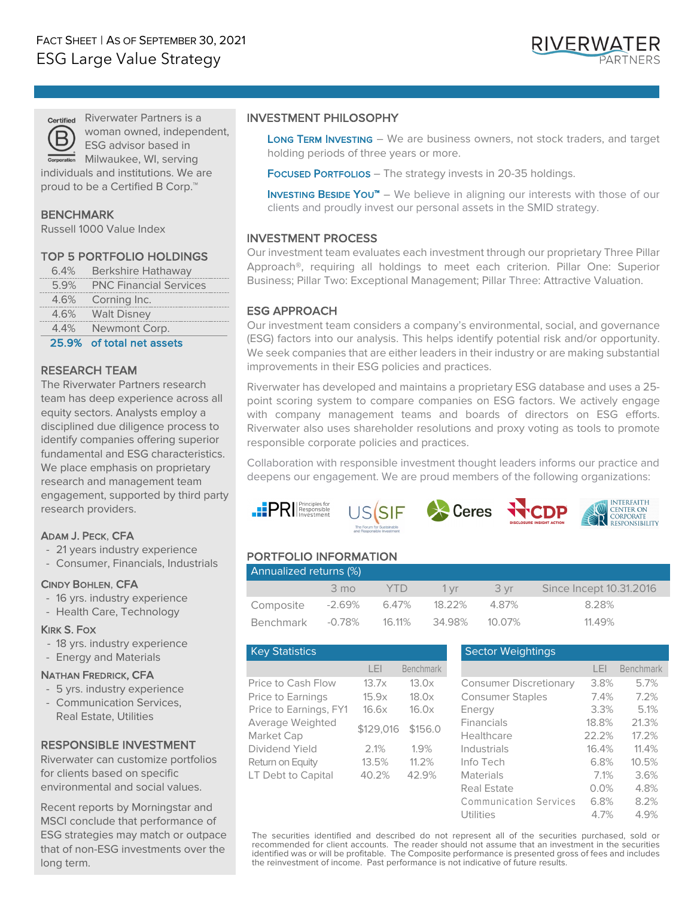FACT SHEET | AS OF SEPTEMBER 30, 2021

# ESG Large Value Strategy

RIVERWATER PARTNERS

Certified B Corporation

Riverwater Partners is a woman owned, independent, ESG advisor based in Milwaukee, WI, serving individuals and institutions. We are proud to be a Certified B Corp.™

## BENCHMARK

Russell 1000 Value Index

## TOP 5 PORTFOLIO HOLDINGS

| | |
|---|---|
| 6.4% | Berkshire Hathaway |
| 5.9% | PNC Financial Services |
| 4.6% | Corning Inc. |
| 4.6% | Walt Disney |
| 4.4% | Newmont Corp. |
| **25.9%** | **of total net assets** |

## RESEARCH TEAM

The Riverwater Partners research team has deep experience across all equity sectors. Analysts employ a disciplined due diligence process to identify companies offering superior fundamental and ESG characteristics. We place emphasis on proprietary research and management team engagement, supported by third party research providers.

**ADAM J. PECK, CFA**
- 21 years industry experience
- Consumer, Financials, Industrials

**CINDY BOHLEN, CFA**
- 16 yrs. industry experience
- Health Care, Technology

**KIRK S. FOX**
- 18 yrs. industry experience
- Energy and Materials

**NATHAN FREDRICK, CFA**
- 5 yrs. industry experience
- Communication Services, Real Estate, Utilities

## RESPONSIBLE INVESTMENT

Riverwater can customize portfolios for clients based on specific environmental and social values.

Recent reports by Morningstar and MSCI conclude that performance of ESG strategies may match or outpace that of non-ESG investments over the long term.

## INVESTMENT PHILOSOPHY

**LONG TERM INVESTING** – We are business owners, not stock traders, and target holding periods of three years or more.

**FOCUSED PORTFOLIOS** – The strategy invests in 20-35 holdings.

**INVESTING BESIDE YOU™** – We believe in aligning our interests with those of our clients and proudly invest our personal assets in the SMID strategy.

## INVESTMENT PROCESS

Our investment team evaluates each investment through our proprietary Three Pillar Approach®, requiring all holdings to meet each criterion. Pillar One: Superior Business; Pillar Two: Exceptional Management; Pillar Three: Attractive Valuation.

## ESG APPROACH

Our investment team considers a company's environmental, social, and governance (ESG) factors into our analysis. This helps identify potential risk and/or opportunity. We seek companies that are either leaders in their industry or are making substantial improvements in their ESG policies and practices.

Riverwater has developed and maintains a proprietary ESG database and uses a 25-point scoring system to compare companies on ESG factors. We actively engage with company management teams and boards of directors on ESG efforts. Riverwater also uses shareholder resolutions and proxy voting as tools to promote responsible corporate policies and practices.

Collaboration with responsible investment thought leaders informs our practice and deepens our engagement. We are proud members of the following organizations:

PRI Principles for Responsible Investment | US SIF The Forum for Sustainable and Responsible Investment | Ceres | CDP Disclosure Insight Action | Interfaith Center on Corporate Responsibility

## PORTFOLIO INFORMATION

**Annualized returns (%)**

| | 3 mo | YTD | 1 yr | 3 yr | Since Incept 10.31.2016 |
|---|---|---|---|---|---|
| Composite | -2.69% | 6.47% | 18.22% | 4.87% | 8.28% |
| Benchmark | -0.78% | 16.11% | 34.98% | 10.07% | 11.49% |

**Key Statistics**

| | LEI | Benchmark |
|---|---|---|
| Price to Cash Flow | 13.7x | 13.0x |
| Price to Earnings | 15.9x | 18.0x |
| Price to Earnings, FY1 | 16.6x | 16.0x |
| Average Weighted Market Cap | $129,016 | $156.0 |
| Dividend Yield | 2.1% | 1.9% |
| Return on Equity | 13.5% | 11.2% |
| LT Debt to Capital | 40.2% | 42.9% |

**Sector Weightings**

| | LEI | Benchmark |
|---|---|---|
| Consumer Discretionary | 3.8% | 5.7% |
| Consumer Staples | 7.4% | 7.2% |
| Energy | 3.3% | 5.1% |
| Financials | 18.8% | 21.3% |
| Healthcare | 22.2% | 17.2% |
| Industrials | 16.4% | 11.4% |
| Info Tech | 6.8% | 10.5% |
| Materials | 7.1% | 3.6% |
| Real Estate | 0.0% | 4.8% |
| Communication Services | 6.8% | 8.2% |
| Utilities | 4.7% | 4.9% |

The securities identified and described do not represent all of the securities purchased, sold or recommended for client accounts. The reader should not assume that an investment in the securities identified was or will be profitable. The Composite performance is presented gross of fees and includes the reinvestment of income. Past performance is not indicative of future results.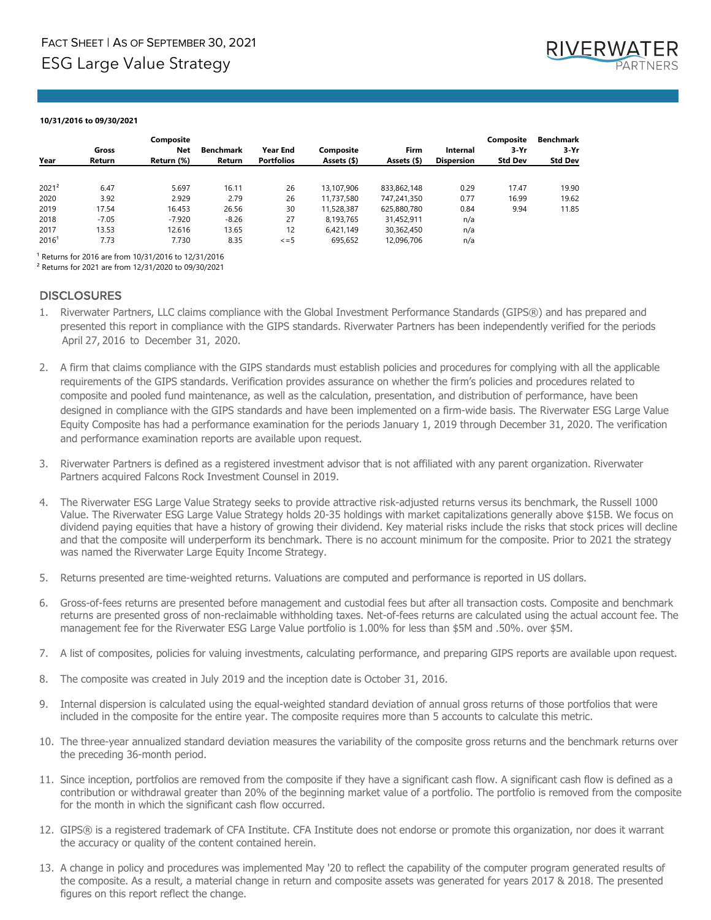FACT SHEET | AS OF SEPTEMBER 30, 2021

# ESG Large Value Strategy

**10/31/2016 to 09/30/2021**

| Year | Gross Return | Composite Net Return (%) | Benchmark Return | Year End Portfolios | Composite Assets ($) | Firm Assets ($) | Internal Dispersion | Composite 3-Yr Std Dev | Benchmark 3-Yr Std Dev |
|---|---|---|---|---|---|---|---|---|---|
| 2021[2] | 6.47 | 5.697 | 16.11 | 26 | 13,107,906 | 833,862,148 | 0.29 | 17.47 | 19.90 |
| 2020 | 3.92 | 2.929 | 2.79 | 26 | 11,737,580 | 747,241,350 | 0.77 | 16.99 | 19.62 |
| 2019 | 17.54 | 16.453 | 26.56 | 30 | 11,528,387 | 625,880,780 | 0.84 | 9.94 | 11.85 |
| 2018 | -7.05 | -7.920 | -8.26 | 27 | 8,193,765 | 31,452,911 | n/a | | |
| 2017 | 13.53 | 12.616 | 13.65 | 12 | 6,421,149 | 30,362,450 | n/a | | |
| 2016[1] | 7.73 | 7.730 | 8.35 | <=5 | 695,652 | 12,096,706 | n/a | | |

[1] Returns for 2016 are from 10/31/2016 to 12/31/2016

[2] Returns for 2021 are from 12/31/2020 to 09/30/2021

## DISCLOSURES

1. Riverwater Partners, LLC claims compliance with the Global Investment Performance Standards (GIPS®) and has prepared and presented this report in compliance with the GIPS standards. Riverwater Partners has been independently verified for the periods April 27, 2016 to December 31, 2020.

2. A firm that claims compliance with the GIPS standards must establish policies and procedures for complying with all the applicable requirements of the GIPS standards. Verification provides assurance on whether the firm's policies and procedures related to composite and pooled fund maintenance, as well as the calculation, presentation, and distribution of performance, have been designed in compliance with the GIPS standards and have been implemented on a firm-wide basis. The Riverwater ESG Large Value Equity Composite has had a performance examination for the periods January 1, 2019 through December 31, 2020. The verification and performance examination reports are available upon request.

3. Riverwater Partners is defined as a registered investment advisor that is not affiliated with any parent organization. Riverwater Partners acquired Falcons Rock Investment Counsel in 2019.

4. The Riverwater ESG Large Value Strategy seeks to provide attractive risk-adjusted returns versus its benchmark, the Russell 1000 Value. The Riverwater ESG Large Value Strategy holds 20-35 holdings with market capitalizations generally above $15B. We focus on dividend paying equities that have a history of growing their dividend. Key material risks include the risks that stock prices will decline and that the composite will underperform its benchmark. There is no account minimum for the composite. Prior to 2021 the strategy was named the Riverwater Large Equity Income Strategy.

5. Returns presented are time-weighted returns. Valuations are computed and performance is reported in US dollars.

6. Gross-of-fees returns are presented before management and custodial fees but after all transaction costs. Composite and benchmark returns are presented gross of non-reclaimable withholding taxes. Net-of-fees returns are calculated using the actual account fee. The management fee for the Riverwater ESG Large Value portfolio is 1.00% for less than $5M and .50%. over $5M.

7. A list of composites, policies for valuing investments, calculating performance, and preparing GIPS reports are available upon request.

8. The composite was created in July 2019 and the inception date is October 31, 2016.

9. Internal dispersion is calculated using the equal-weighted standard deviation of annual gross returns of those portfolios that were included in the composite for the entire year. The composite requires more than 5 accounts to calculate this metric.

10. The three-year annualized standard deviation measures the variability of the composite gross returns and the benchmark returns over the preceding 36-month period.

11. Since inception, portfolios are removed from the composite if they have a significant cash flow. A significant cash flow is defined as a contribution or withdrawal greater than 20% of the beginning market value of a portfolio. The portfolio is removed from the composite for the month in which the significant cash flow occurred.

12. GIPS® is a registered trademark of CFA Institute. CFA Institute does not endorse or promote this organization, nor does it warrant the accuracy or quality of the content contained herein.

13. A change in policy and procedures was implemented May '20 to reflect the capability of the computer program generated results of the composite. As a result, a material change in return and composite assets was generated for years 2017 & 2018. The presented figures on this report reflect the change.